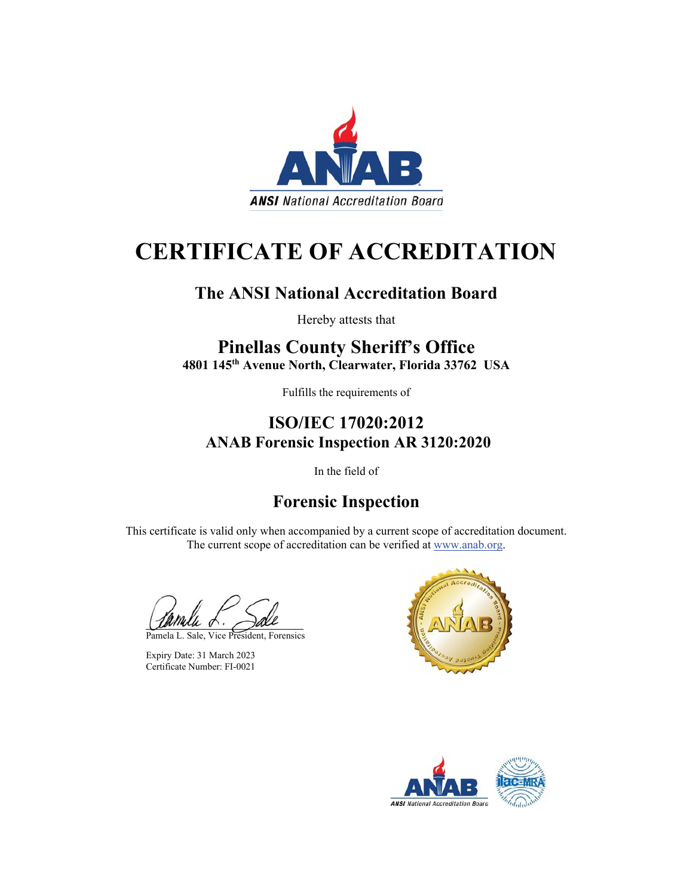# CERTIFICATE OF ACCREDITATION

## The ANSI National Accreditation Board

Hereby attests that

## Pinellas County Sheriff's Office

**4801 145th Avenue North, Clearwater, Florida 33762 USA**

Fulfills the requirements of

## ISO/IEC 17020:2012
## ANAB Forensic Inspection AR 3120:2020

In the field of

## Forensic Inspection

This certificate is valid only when accompanied by a current scope of accreditation document.
The current scope of accreditation can be verified at www.anab.org.

Pamela L. Sale, Vice President, Forensics

Expiry Date: 31 March 2023
Certificate Number: FI-0021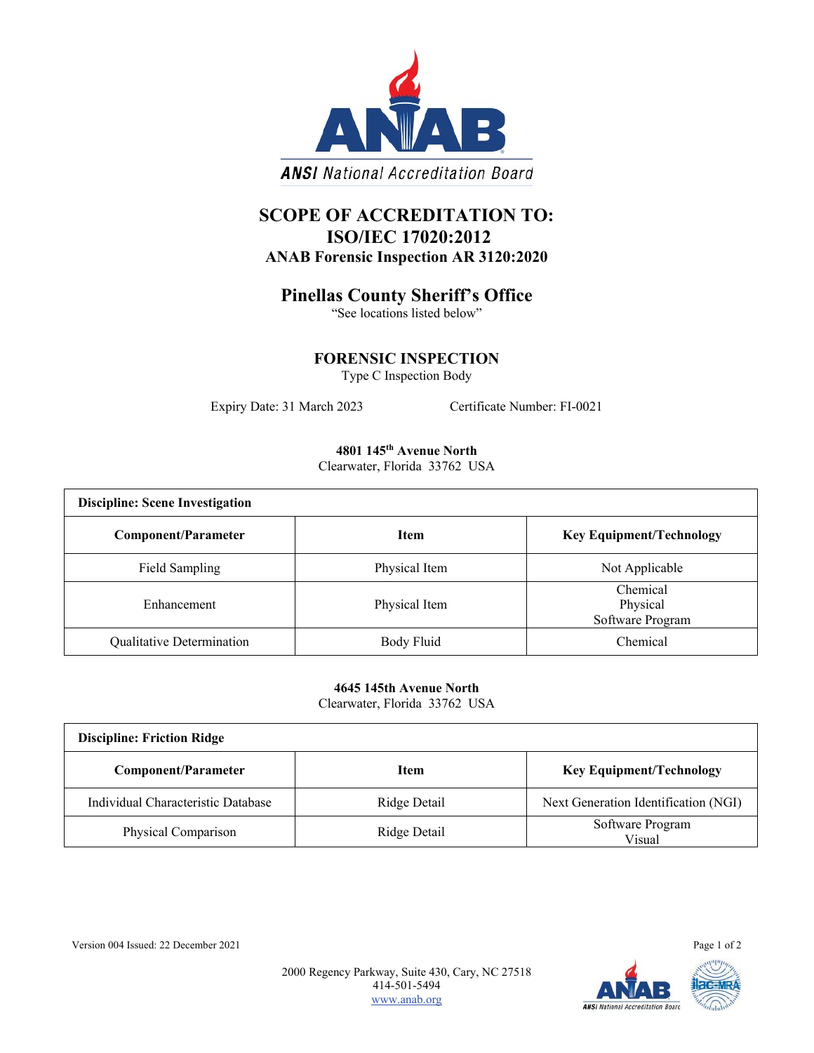# SCOPE OF ACCREDITATION TO: ISO/IEC 17020:2012

## ANAB Forensic Inspection AR 3120:2020

## Pinellas County Sheriff's Office

"See locations listed below"

### FORENSIC INSPECTION

Type C Inspection Body

Expiry Date: 31 March 2023 Certificate Number: FI-0021

**4801 145th Avenue North**
Clearwater, Florida 33762 USA

| Discipline: Scene Investigation | | |
|---|---|---|
| **Component/Parameter** | **Item** | **Key Equipment/Technology** |
| Field Sampling | Physical Item | Not Applicable |
| Enhancement | Physical Item | Chemical<br>Physical<br>Software Program |
| Qualitative Determination | Body Fluid | Chemical |

**4645 145th Avenue North**
Clearwater, Florida 33762 USA

| Discipline: Friction Ridge | | |
|---|---|---|
| **Component/Parameter** | **Item** | **Key Equipment/Technology** |
| Individual Characteristic Database | Ridge Detail | Next Generation Identification (NGI) |
| Physical Comparison | Ridge Detail | Software Program<br>Visual |

Version 004 Issued: 22 December 2021

2000 Regency Parkway, Suite 430, Cary, NC 27518
414-501-5494
www.anab.org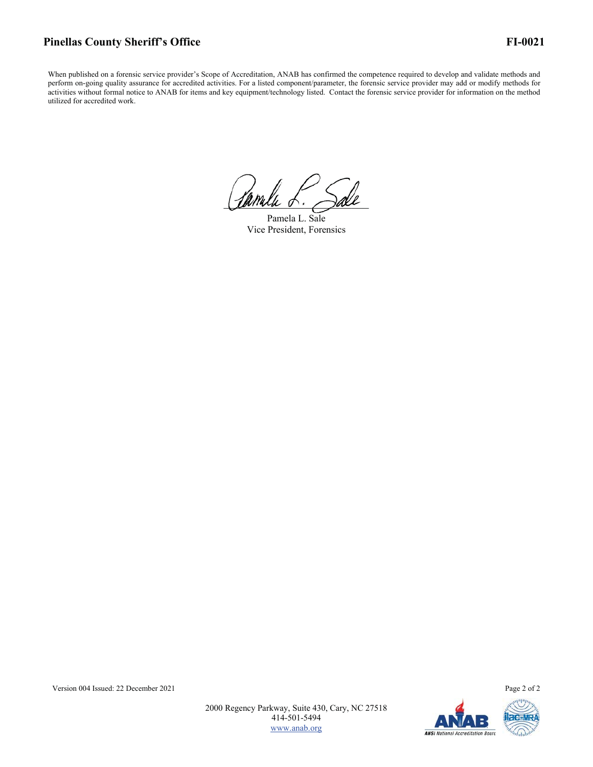When published on a forensic service provider's Scope of Accreditation, ANAB has confirmed the competence required to develop and validate methods and perform on-going quality assurance for accredited activities. For a listed component/parameter, the forensic service provider may add or modify methods for activities without formal notice to ANAB for items and key equipment/technology listed. Contact the forensic service provider for information on the method utilized for accredited work.

Pamela L. Sale
Vice President, Forensics

Version 004 Issued: 22 December 2021

2000 Regency Parkway, Suite 430, Cary, NC 27518
414-501-5494
www.anab.org